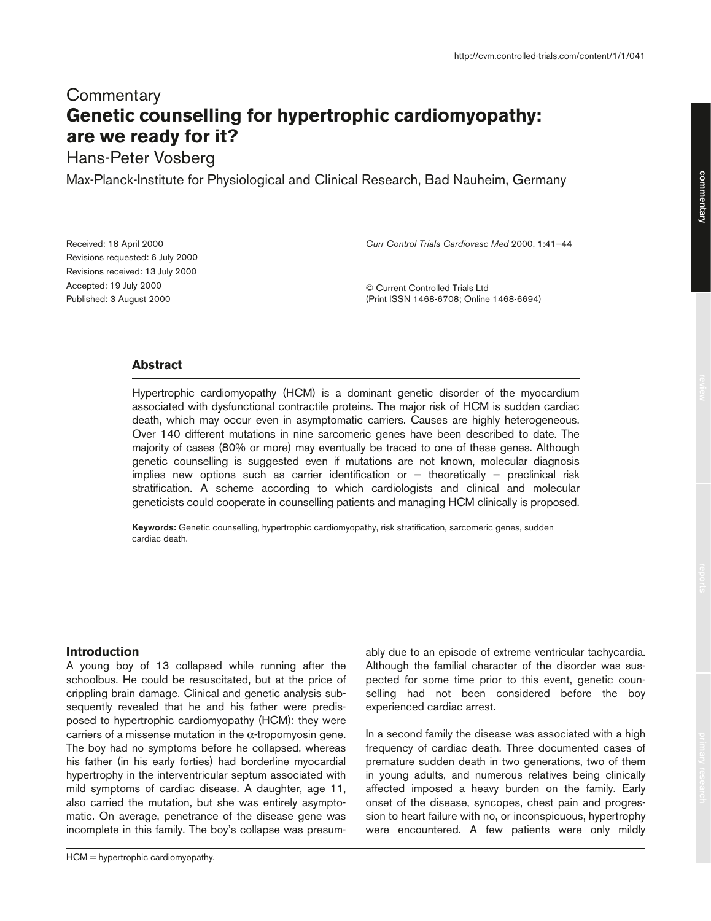Commentary

# Genetic counselling for hypertrophic cardiomyopathy: are we ready for it?

Hans-Peter Vosberg

Max-Planck-Institute for Physiological and Clinical Research, Bad Nauheim, Germany

Received: 18 April 2000
Revisions requested: 6 July 2000
Revisions received: 13 July 2000
Accepted: 19 July 2000
Published: 3 August 2000

*Curr Control Trials Cardiovasc Med* 2000, **1**:41–44

© Current Controlled Trials Ltd
(Print ISSN 1468-6708; Online 1468-6694)

## Abstract

Hypertrophic cardiomyopathy (HCM) is a dominant genetic disorder of the myocardium associated with dysfunctional contractile proteins. The major risk of HCM is sudden cardiac death, which may occur even in asymptomatic carriers. Causes are highly heterogeneous. Over 140 different mutations in nine sarcomeric genes have been described to date. The majority of cases (80% or more) may eventually be traced to one of these genes. Although genetic counselling is suggested even if mutations are not known, molecular diagnosis implies new options such as carrier identification or – theoretically – preclinical risk stratification. A scheme according to which cardiologists and clinical and molecular geneticists could cooperate in counselling patients and managing HCM clinically is proposed.

**Keywords:** Genetic counselling, hypertrophic cardiomyopathy, risk stratification, sarcomeric genes, sudden cardiac death.

## Introduction

A young boy of 13 collapsed while running after the schoolbus. He could be resuscitated, but at the price of crippling brain damage. Clinical and genetic analysis subsequently revealed that he and his father were predisposed to hypertrophic cardiomyopathy (HCM): they were carriers of a missense mutation in the α-tropomyosin gene. The boy had no symptoms before he collapsed, whereas his father (in his early forties) had borderline myocardial hypertrophy in the interventricular septum associated with mild symptoms of cardiac disease. A daughter, age 11, also carried the mutation, but she was entirely asymptomatic. On average, penetrance of the disease gene was incomplete in this family. The boy's collapse was presumably due to an episode of extreme ventricular tachycardia. Although the familial character of the disorder was suspected for some time prior to this event, genetic counselling had not been considered before the boy experienced cardiac arrest.

In a second family the disease was associated with a high frequency of cardiac death. Three documented cases of premature sudden death in two generations, two of them in young adults, and numerous relatives being clinically affected imposed a heavy burden on the family. Early onset of the disease, syncopes, chest pain and progression to heart failure with no, or inconspicuous, hypertrophy were encountered. A few patients were only mildly

HCM = hypertrophic cardiomyopathy.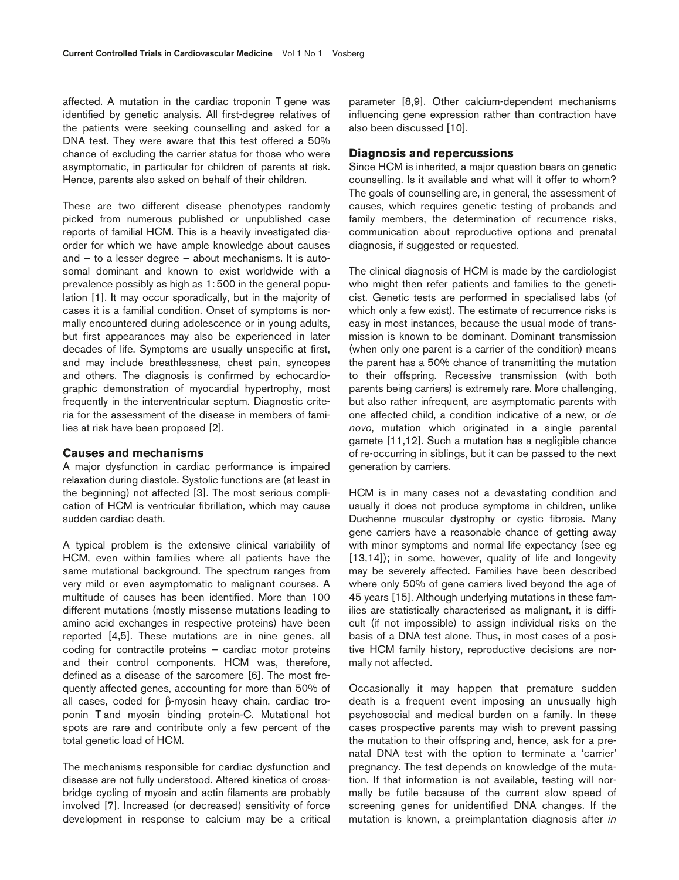affected. A mutation in the cardiac troponin T gene was identified by genetic analysis. All first-degree relatives of the patients were seeking counselling and asked for a DNA test. They were aware that this test offered a 50% chance of excluding the carrier status for those who were asymptomatic, in particular for children of parents at risk. Hence, parents also asked on behalf of their children.

These are two different disease phenotypes randomly picked from numerous published or unpublished case reports of familial HCM. This is a heavily investigated disorder for which we have ample knowledge about causes and – to a lesser degree – about mechanisms. It is autosomal dominant and known to exist worldwide with a prevalence possibly as high as 1:500 in the general population [1]. It may occur sporadically, but in the majority of cases it is a familial condition. Onset of symptoms is normally encountered during adolescence or in young adults, but first appearances may also be experienced in later decades of life. Symptoms are usually unspecific at first, and may include breathlessness, chest pain, syncopes and others. The diagnosis is confirmed by echocardiographic demonstration of myocardial hypertrophy, most frequently in the interventricular septum. Diagnostic criteria for the assessment of the disease in members of families at risk have been proposed [2].

## Causes and mechanisms

A major dysfunction in cardiac performance is impaired relaxation during diastole. Systolic functions are (at least in the beginning) not affected [3]. The most serious complication of HCM is ventricular fibrillation, which may cause sudden cardiac death.

A typical problem is the extensive clinical variability of HCM, even within families where all patients have the same mutational background. The spectrum ranges from very mild or even asymptomatic to malignant courses. A multitude of causes has been identified. More than 100 different mutations (mostly missense mutations leading to amino acid exchanges in respective proteins) have been reported [4,5]. These mutations are in nine genes, all coding for contractile proteins – cardiac motor proteins and their control components. HCM was, therefore, defined as a disease of the sarcomere [6]. The most frequently affected genes, accounting for more than 50% of all cases, coded for β-myosin heavy chain, cardiac troponin T and myosin binding protein-C. Mutational hot spots are rare and contribute only a few percent of the total genetic load of HCM.

The mechanisms responsible for cardiac dysfunction and disease are not fully understood. Altered kinetics of cross-bridge cycling of myosin and actin filaments are probably involved [7]. Increased (or decreased) sensitivity of force development in response to calcium may be a critical parameter [8,9]. Other calcium-dependent mechanisms influencing gene expression rather than contraction have also been discussed [10].

## Diagnosis and repercussions

Since HCM is inherited, a major question bears on genetic counselling. Is it available and what will it offer to whom? The goals of counselling are, in general, the assessment of causes, which requires genetic testing of probands and family members, the determination of recurrence risks, communication about reproductive options and prenatal diagnosis, if suggested or requested.

The clinical diagnosis of HCM is made by the cardiologist who might then refer patients and families to the geneticist. Genetic tests are performed in specialised labs (of which only a few exist). The estimate of recurrence risks is easy in most instances, because the usual mode of transmission is known to be dominant. Dominant transmission (when only one parent is a carrier of the condition) means the parent has a 50% chance of transmitting the mutation to their offspring. Recessive transmission (with both parents being carriers) is extremely rare. More challenging, but also rather infrequent, are asymptomatic parents with one affected child, a condition indicative of a new, or *de novo*, mutation which originated in a single parental gamete [11,12]. Such a mutation has a negligible chance of re-occurring in siblings, but it can be passed to the next generation by carriers.

HCM is in many cases not a devastating condition and usually it does not produce symptoms in children, unlike Duchenne muscular dystrophy or cystic fibrosis. Many gene carriers have a reasonable chance of getting away with minor symptoms and normal life expectancy (see eg [13,14]); in some, however, quality of life and longevity may be severely affected. Families have been described where only 50% of gene carriers lived beyond the age of 45 years [15]. Although underlying mutations in these families are statistically characterised as malignant, it is difficult (if not impossible) to assign individual risks on the basis of a DNA test alone. Thus, in most cases of a positive HCM family history, reproductive decisions are normally not affected.

Occasionally it may happen that premature sudden death is a frequent event imposing an unusually high psychosocial and medical burden on a family. In these cases prospective parents may wish to prevent passing the mutation to their offspring and, hence, ask for a prenatal DNA test with the option to terminate a 'carrier' pregnancy. The test depends on knowledge of the mutation. If that information is not available, testing will normally be futile because of the current slow speed of screening genes for unidentified DNA changes. If the mutation is known, a preimplantation diagnosis after *in*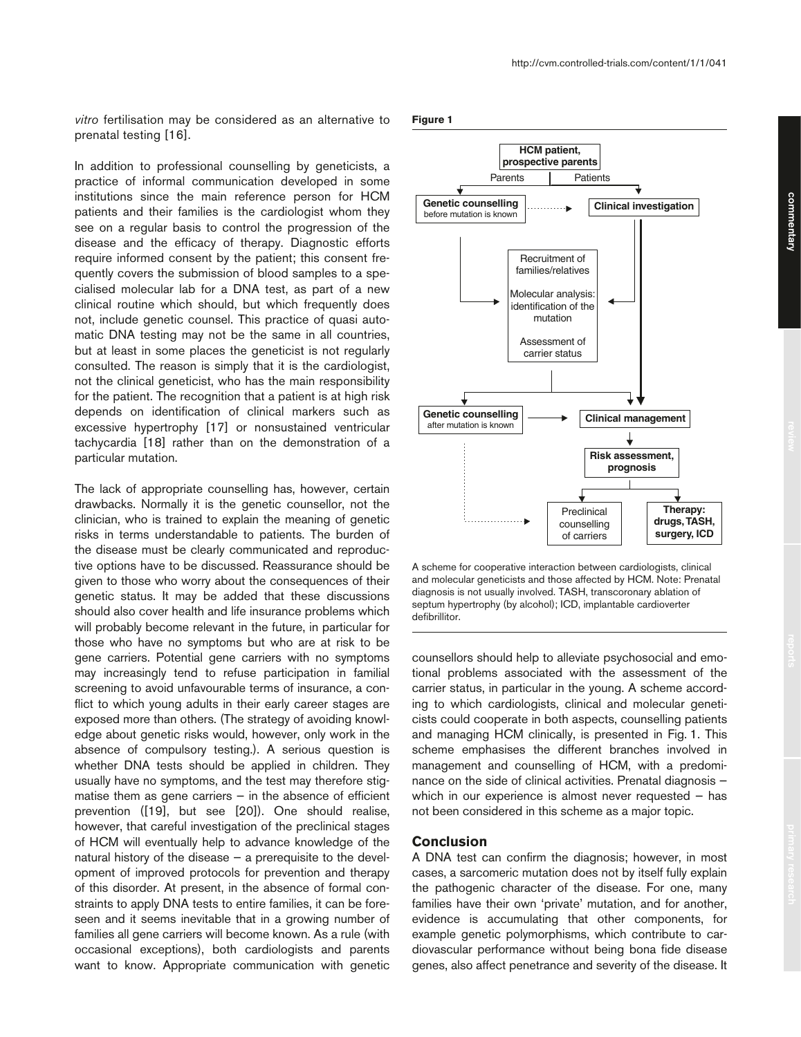*vitro* fertilisation may be considered as an alternative to prenatal testing [16].

In addition to professional counselling by geneticists, a practice of informal communication developed in some institutions since the main reference person for HCM patients and their families is the cardiologist whom they see on a regular basis to control the progression of the disease and the efficacy of therapy. Diagnostic efforts require informed consent by the patient; this consent frequently covers the submission of blood samples to a specialised molecular lab for a DNA test, as part of a new clinical routine which should, but which frequently does not, include genetic counsel. This practice of quasi automatic DNA testing may not be the same in all countries, but at least in some places the geneticist is not regularly consulted. The reason is simply that it is the cardiologist, not the clinical geneticist, who has the main responsibility for the patient. The recognition that a patient is at high risk depends on identification of clinical markers such as excessive hypertrophy [17] or nonsustained ventricular tachycardia [18] rather than on the demonstration of a particular mutation.

The lack of appropriate counselling has, however, certain drawbacks. Normally it is the genetic counsellor, not the clinician, who is trained to explain the meaning of genetic risks in terms understandable to patients. The burden of the disease must be clearly communicated and reproductive options have to be discussed. Reassurance should be given to those who worry about the consequences of their genetic status. It may be added that these discussions should also cover health and life insurance problems which will probably become relevant in the future, in particular for those who have no symptoms but who are at risk to be gene carriers. Potential gene carriers with no symptoms may increasingly tend to refuse participation in familial screening to avoid unfavourable terms of insurance, a conflict to which young adults in their early career stages are exposed more than others. (The strategy of avoiding knowledge about genetic risks would, however, only work in the absence of compulsory testing.). A serious question is whether DNA tests should be applied in children. They usually have no symptoms, and the test may therefore stigmatise them as gene carriers – in the absence of efficient prevention ([19], but see [20]). One should realise, however, that careful investigation of the preclinical stages of HCM will eventually help to advance knowledge of the natural history of the disease – a prerequisite to the development of improved protocols for prevention and therapy of this disorder. At present, in the absence of formal constraints to apply DNA tests to entire families, it can be foreseen and it seems inevitable that in a growing number of families all gene carriers will become known. As a rule (with occasional exceptions), both cardiologists and parents want to know. Appropriate communication with genetic counsellors should help to alleviate psychosocial and emotional problems associated with the assessment of the carrier status, in particular in the young. A scheme according to which cardiologists, clinical and molecular geneticists could cooperate in both aspects, counselling patients and managing HCM clinically, is presented in Fig. 1. This scheme emphasises the different branches involved in management and counselling of HCM, with a predominance on the side of clinical activities. Prenatal diagnosis – which in our experience is almost never requested – has not been considered in this scheme as a major topic.

**Figure 1**

HCM patient, prospective parents

Parents

Patients

Genetic counselling before mutation is known

Clinical investigation

Recruitment of families/relatives

Molecular analysis: identification of the mutation

Assessment of carrier status

Genetic counselling after mutation is known

Clinical management

Risk assessment, prognosis

Preclinical counselling of carriers

Therapy: drugs, TASH, surgery, ICD

A scheme for cooperative interaction between cardiologists, clinical and molecular geneticists and those affected by HCM. Note: Prenatal diagnosis is not usually involved. TASH, transcoronary ablation of septum hypertrophy (by alcohol); ICD, implantable cardioverter defibrillitor.

## Conclusion

A DNA test can confirm the diagnosis; however, in most cases, a sarcomeric mutation does not by itself fully explain the pathogenic character of the disease. For one, many families have their own 'private' mutation, and for another, evidence is accumulating that other components, for example genetic polymorphisms, which contribute to cardiovascular performance without being bona fide disease genes, also affect penetrance and severity of the disease. It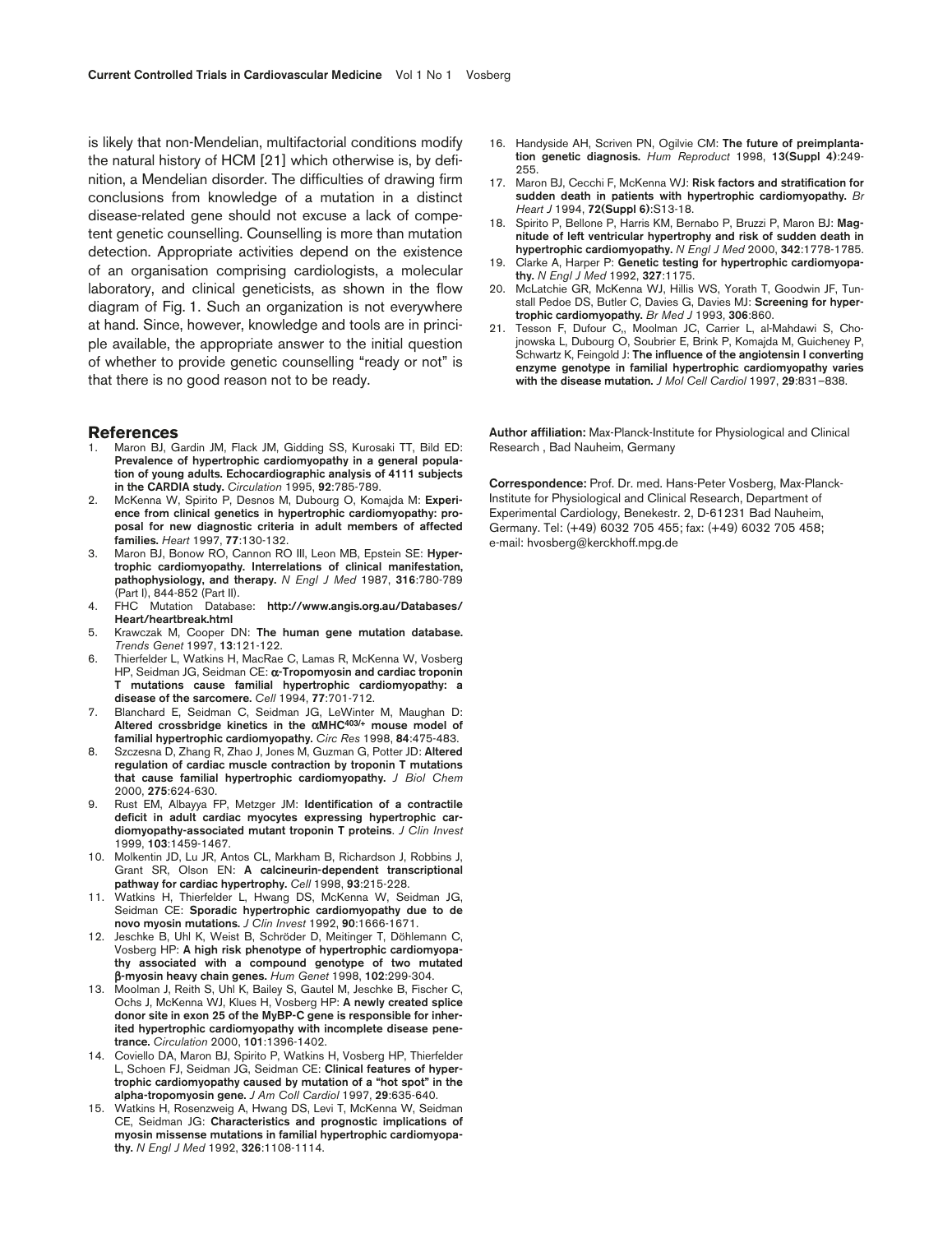is likely that non-Mendelian, multifactorial conditions modify the natural history of HCM [21] which otherwise is, by definition, a Mendelian disorder. The difficulties of drawing firm conclusions from knowledge of a mutation in a distinct disease-related gene should not excuse a lack of competent genetic counselling. Counselling is more than mutation detection. Appropriate activities depend on the existence of an organisation comprising cardiologists, a molecular laboratory, and clinical geneticists, as shown in the flow diagram of Fig. 1. Such an organization is not everywhere at hand. Since, however, knowledge and tools are in principle available, the appropriate answer to the initial question of whether to provide genetic counselling "ready or not" is that there is no good reason not to be ready.

## References

1. Maron BJ, Gardin JM, Flack JM, Gidding SS, Kurosaki TT, Bild ED: **Prevalence of hypertrophic cardiomyopathy in a general population of young adults. Echocardiographic analysis of 4111 subjects in the CARDIA study.** *Circulation* 1995, **92**:785-789.
2. McKenna W, Spirito P, Desnos M, Dubourg O, Komajda M: **Experience from clinical genetics in hypertrophic cardiomyopathy: proposal for new diagnostic criteria in adult members of affected families.** *Heart* 1997, **77**:130-132.
3. Maron BJ, Bonow RO, Cannon RO III, Leon MB, Epstein SE: **Hypertrophic cardiomyopathy. Interrelations of clinical manifestation, pathophysiology, and therapy.** *N Engl J Med* 1987, **316**:780-789 (Part I), 844-852 (Part II).
4. FHC Mutation Database: **http://www.angis.org.au/Databases/Heart/heartbreak.html**
5. Krawczak M, Cooper DN: **The human gene mutation database.** *Trends Genet* 1997, **13**:121-122.
6. Thierfelder L, Watkins H, MacRae C, Lamas R, McKenna W, Vosberg HP, Seidman JG, Seidman CE: **α-Tropomyosin and cardiac troponin T mutations cause familial hypertrophic cardiomyopathy: a disease of the sarcomere.** *Cell* 1994, **77**:701-712.
7. Blanchard E, Seidman C, Seidman JG, LeWinter M, Maughan D: **Altered crossbridge kinetics in the αMHC$^{403/+}$ mouse model of familial hypertrophic cardiomyopathy.** *Circ Res* 1998, **84**:475-483.
8. Szczesna D, Zhang R, Zhao J, Jones M, Guzman G, Potter JD: **Altered regulation of cardiac muscle contraction by troponin T mutations that cause familial hypertrophic cardiomyopathy.** *J Biol Chem* 2000, **275**:624-630.
9. Rust EM, Albayya FP, Metzger JM: **Identification of a contractile deficit in adult cardiac myocytes expressing hypertrophic cardiomyopathy-associated mutant troponin T proteins**. *J Clin Invest* 1999, **103**:1459-1467.
10. Molkentin JD, Lu JR, Antos CL, Markham B, Richardson J, Robbins J, Grant SR, Olson EN: **A calcineurin-dependent transcriptional pathway for cardiac hypertrophy.** *Cell* 1998, **93**:215-228.
11. Watkins H, Thierfelder L, Hwang DS, McKenna W, Seidman JG, Seidman CE: **Sporadic hypertrophic cardiomyopathy due to de novo myosin mutations.** *J Clin Invest* 1992, **90**:1666-1671.
12. Jeschke B, Uhl K, Weist B, Schröder D, Meitinger T, Döhlemann C, Vosberg HP: **A high risk phenotype of hypertrophic cardiomyopathy associated with a compound genotype of two mutated β-myosin heavy chain genes.** *Hum Genet* 1998, **102**:299-304.
13. Moolman J, Reith S, Uhl K, Bailey S, Gautel M, Jeschke B, Fischer C, Ochs J, McKenna WJ, Klues H, Vosberg HP: **A newly created splice donor site in exon 25 of the MyBP-C gene is responsible for inherited hypertrophic cardiomyopathy with incomplete disease penetrance.** *Circulation* 2000, **101**:1396-1402.
14. Coviello DA, Maron BJ, Spirito P, Watkins H, Vosberg HP, Thierfelder L, Schoen FJ, Seidman JG, Seidman CE: **Clinical features of hypertrophic cardiomyopathy caused by mutation of a "hot spot" in the alpha-tropomyosin gene.** *J Am Coll Cardiol* 1997, **29**:635-640.
15. Watkins H, Rosenzweig A, Hwang DS, Levi T, McKenna W, Seidman CE, Seidman JG: **Characteristics and prognostic implications of myosin missense mutations in familial hypertrophic cardiomyopathy.** *N Engl J Med* 1992, **326**:1108-1114.
16. Handyside AH, Scriven PN, Ogilvie CM: **The future of preimplantation genetic diagnosis.** *Hum Reproduct* 1998, **13(Suppl 4)**:249-255.
17. Maron BJ, Cecchi F, McKenna WJ: **Risk factors and stratification for sudden death in patients with hypertrophic cardiomyopathy.** *Br Heart J* 1994, **72(Suppl 6)**:S13-18.
18. Spirito P, Bellone P, Harris KM, Bernabo P, Bruzzi P, Maron BJ: **Magnitude of left ventricular hypertrophy and risk of sudden death in hypertrophic cardiomyopathy.** *N Engl J Med* 2000, **342**:1778-1785.
19. Clarke A, Harper P: **Genetic testing for hypertrophic cardiomyopathy.** *N Engl J Med* 1992, **327**:1175.
20. McLatchie GR, McKenna WJ, Hillis WS, Yorath T, Goodwin JF, Tunstall Pedoe DS, Butler C, Davies G, Davies MJ: **Screening for hypertrophic cardiomyopathy.** *Br Med J* 1993, **306**:860.
21. Tesson F, Dufour C,, Moolman JC, Carrier L, al-Mahdawi S, Chojnowska L, Dubourg O, Soubrier E, Brink P, Komajda M, Guicheney P, Schwartz K, Feingold J: **The influence of the angiotensin I converting enzyme genotype in familial hypertrophic cardiomyopathy varies with the disease mutation.** *J Mol Cell Cardiol* 1997, **29**:831–838.

**Author affiliation:** Max-Planck-Institute for Physiological and Clinical Research , Bad Nauheim, Germany

**Correspondence:** Prof. Dr. med. Hans-Peter Vosberg, Max-Planck-Institute for Physiological and Clinical Research, Department of Experimental Cardiology, Benekestr. 2, D-61231 Bad Nauheim, Germany. Tel: (+49) 6032 705 455; fax: (+49) 6032 705 458; e-mail: hvosberg@kerckhoff.mpg.de